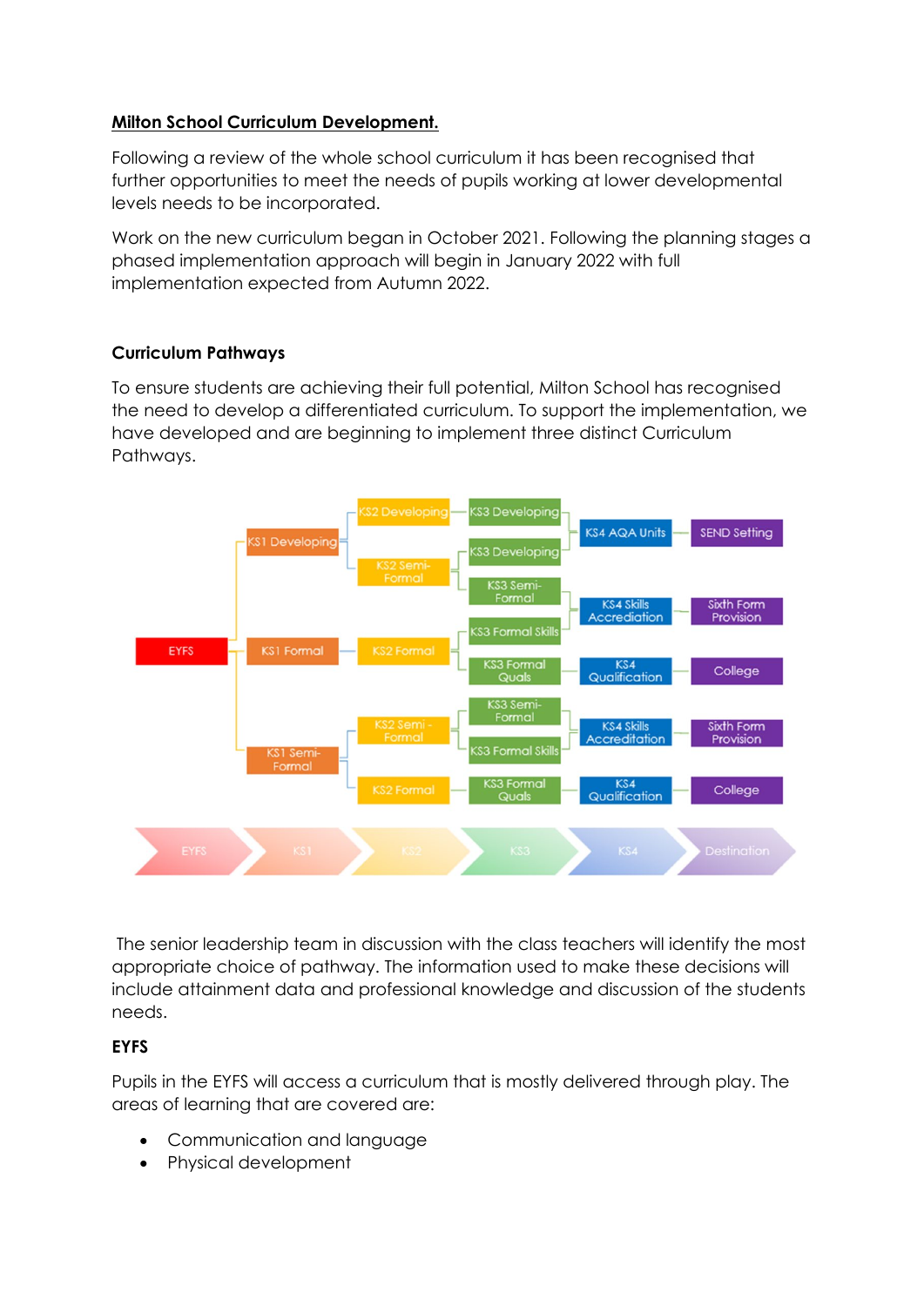## Milton School Curriculum Development.

Following a review of the whole school curriculum it has been recognised that further opportunities to meet the needs of pupils working at lower developmental levels needs to be incorporated.

Work on the new curriculum began in October 2021. Following the planning stages a phased implementation approach will begin in January 2022 with full implementation expected from Autumn 2022.

### Curriculum Pathways

To ensure students are achieving their full potential, Milton School has recognised the need to develop a differentiated curriculum. To support the implementation, we have developed and are beginning to implement three distinct Curriculum Pathways.

- EYFS
  - KS1 Developing
    - KS2 Developing
      - KS3 Developing
    - KS2 Semi-Formal
      - KS3 Developing
      - KS3 Semi-Formal
  - KS1 Formal
    - KS2 Formal
      - KS3 Formal Skills
      - KS3 Formal Quals
  - KS1 Semi-Formal
    - KS2 Semi-Formal
      - KS3 Semi-Formal
      - KS3 Formal Skills
    - KS2 Formal
      - KS3 Formal Quals

- KS3 Developing → KS4 AQA Units → SEND Setting
- KS3 Semi-Formal / KS3 Formal Skills → KS4 Skills Accreditation → Sixth Form Provision
- KS3 Formal Quals → KS4 Qualification → College

EYFS → KS1 → KS2 → KS3 → KS4 → Destination

The senior leadership team in discussion with the class teachers will identify the most appropriate choice of pathway. The information used to make these decisions will include attainment data and professional knowledge and discussion of the students needs.

### EYFS

Pupils in the EYFS will access a curriculum that is mostly delivered through play. The areas of learning that are covered are:

- Communication and language
- Physical development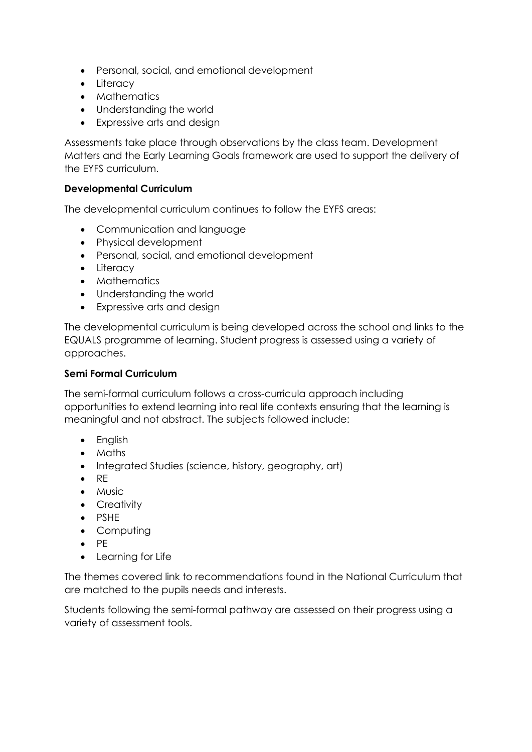- Personal, social, and emotional development
- Literacy
- Mathematics
- Understanding the world
- Expressive arts and design

Assessments take place through observations by the class team. Development Matters and the Early Learning Goals framework are used to support the delivery of the EYFS curriculum.

**Developmental Curriculum**

The developmental curriculum continues to follow the EYFS areas:

- Communication and language
- Physical development
- Personal, social, and emotional development
- Literacy
- Mathematics
- Understanding the world
- Expressive arts and design

The developmental curriculum is being developed across the school and links to the EQUALS programme of learning. Student progress is assessed using a variety of approaches.

**Semi Formal Curriculum**

The semi-formal curriculum follows a cross-curricula approach including opportunities to extend learning into real life contexts ensuring that the learning is meaningful and not abstract. The subjects followed include:

- English
- Maths
- Integrated Studies (science, history, geography, art)
- RE
- Music
- Creativity
- PSHE
- Computing
- PE
- Learning for Life

The themes covered link to recommendations found in the National Curriculum that are matched to the pupils needs and interests.

Students following the semi-formal pathway are assessed on their progress using a variety of assessment tools.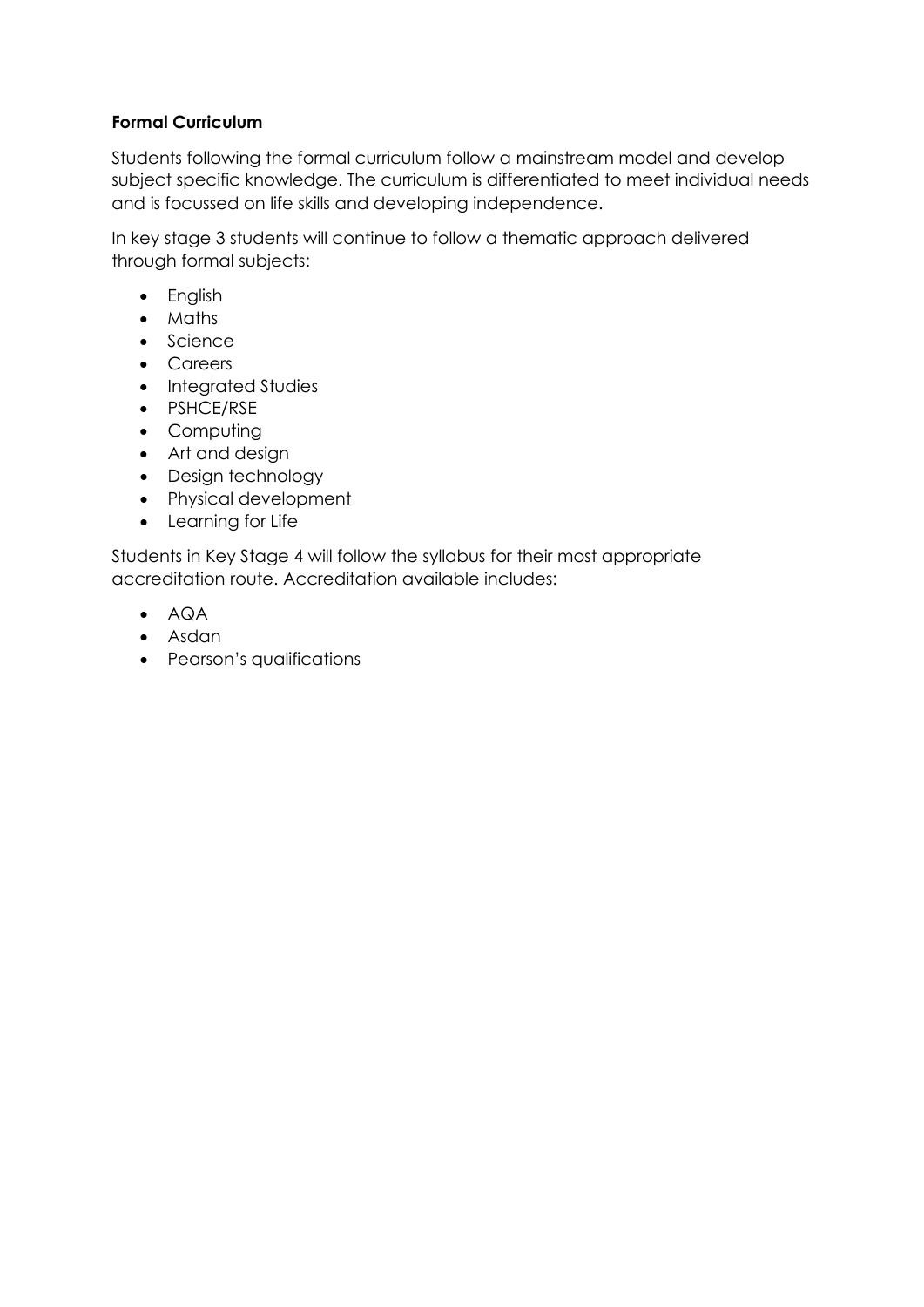**Formal Curriculum**

Students following the formal curriculum follow a mainstream model and develop subject specific knowledge. The curriculum is differentiated to meet individual needs and is focussed on life skills and developing independence.

In key stage 3 students will continue to follow a thematic approach delivered through formal subjects:

- English
- Maths
- Science
- Careers
- Integrated Studies
- PSHCE/RSE
- Computing
- Art and design
- Design technology
- Physical development
- Learning for Life

Students in Key Stage 4 will follow the syllabus for their most appropriate accreditation route. Accreditation available includes:

- AQA
- Asdan
- Pearson's qualifications